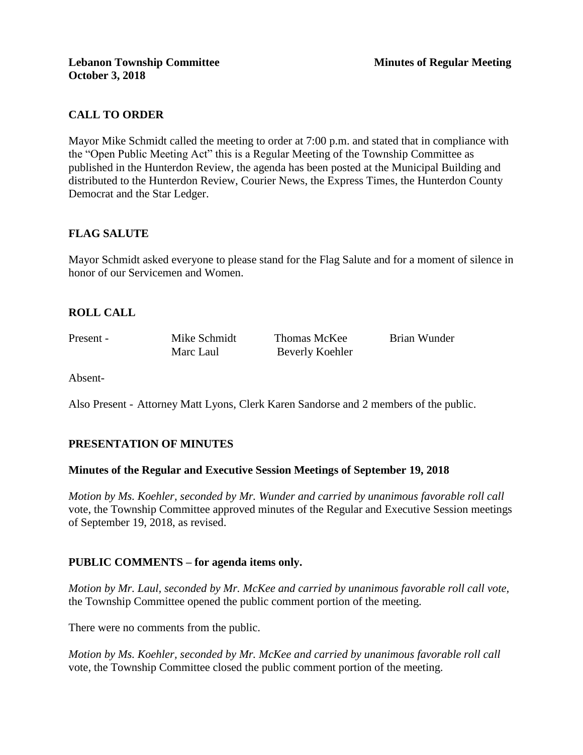**Lebanon Township Committee** **Minutes of Regular Meeting**
**October 3, 2018**

## CALL TO ORDER

Mayor Mike Schmidt called the meeting to order at 7:00 p.m. and stated that in compliance with the "Open Public Meeting Act" this is a Regular Meeting of the Township Committee as published in the Hunterdon Review, the agenda has been posted at the Municipal Building and distributed to the Hunterdon Review, Courier News, the Express Times, the Hunterdon County Democrat and the Star Ledger.

## FLAG SALUTE

Mayor Schmidt asked everyone to please stand for the Flag Salute and for a moment of silence in honor of our Servicemen and Women.

## ROLL CALL

Present - Mike Schmidt, Thomas McKee, Brian Wunder, Marc Laul, Beverly Koehler

Absent-

Also Present - Attorney Matt Lyons, Clerk Karen Sandorse and 2 members of the public.

## PRESENTATION OF MINUTES

### Minutes of the Regular and Executive Session Meetings of September 19, 2018

*Motion by Ms. Koehler, seconded by Mr. Wunder and carried by unanimous favorable roll call* vote, the Township Committee approved minutes of the Regular and Executive Session meetings of September 19, 2018, as revised.

## PUBLIC COMMENTS – for agenda items only.

*Motion by Mr. Laul, seconded by Mr. McKee and carried by unanimous favorable roll call vote,* the Township Committee opened the public comment portion of the meeting.

There were no comments from the public.

*Motion by Ms. Koehler, seconded by Mr. McKee and carried by unanimous favorable roll call* vote, the Township Committee closed the public comment portion of the meeting.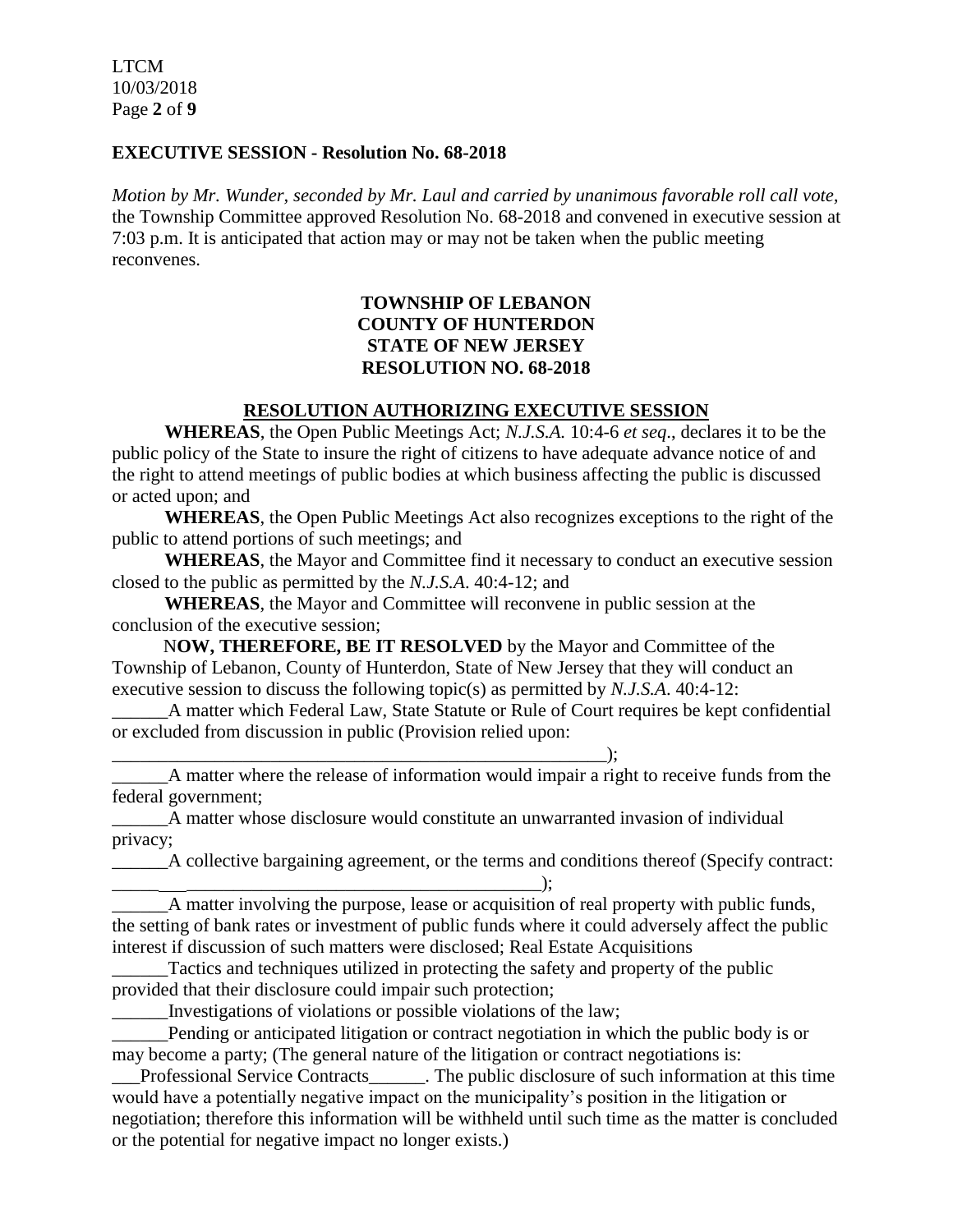## EXECUTIVE SESSION - Resolution No. 68-2018

*Motion by Mr. Wunder, seconded by Mr. Laul and carried by unanimous favorable roll call vote,* the Township Committee approved Resolution No. 68-2018 and convened in executive session at 7:03 p.m. It is anticipated that action may or may not be taken when the public meeting reconvenes.

**TOWNSHIP OF LEBANON**
**COUNTY OF HUNTERDON**
**STATE OF NEW JERSEY**
**RESOLUTION NO. 68-2018**

**RESOLUTION AUTHORIZING EXECUTIVE SESSION**

**WHEREAS**, the Open Public Meetings Act; *N.J.S.A.* 10:4-6 *et seq*., declares it to be the public policy of the State to insure the right of citizens to have adequate advance notice of and the right to attend meetings of public bodies at which business affecting the public is discussed or acted upon; and

**WHEREAS**, the Open Public Meetings Act also recognizes exceptions to the right of the public to attend portions of such meetings; and

**WHEREAS**, the Mayor and Committee find it necessary to conduct an executive session closed to the public as permitted by the *N.J.S.A*. 40:4-12; and

**WHEREAS**, the Mayor and Committee will reconvene in public session at the conclusion of the executive session;

N**OW, THEREFORE, BE IT RESOLVED** by the Mayor and Committee of the Township of Lebanon, County of Hunterdon, State of New Jersey that they will conduct an executive session to discuss the following topic(s) as permitted by *N.J.S.A*. 40:4-12:

______A matter which Federal Law, State Statute or Rule of Court requires be kept confidential or excluded from discussion in public (Provision relied upon: ________________________________________________________);

______A matter where the release of information would impair a right to receive funds from the federal government;

______A matter whose disclosure would constitute an unwarranted invasion of individual privacy;

______A collective bargaining agreement, or the terms and conditions thereof (Specify contract: _________________________________________________);

______A matter involving the purpose, lease or acquisition of real property with public funds, the setting of bank rates or investment of public funds where it could adversely affect the public interest if discussion of such matters were disclosed; Real Estate Acquisitions

______Tactics and techniques utilized in protecting the safety and property of the public provided that their disclosure could impair such protection;

______Investigations of violations or possible violations of the law;

______Pending or anticipated litigation or contract negotiation in which the public body is or may become a party; (The general nature of the litigation or contract negotiations is: ___Professional Service Contracts______. The public disclosure of such information at this time would have a potentially negative impact on the municipality's position in the litigation or negotiation; therefore this information will be withheld until such time as the matter is concluded or the potential for negative impact no longer exists.)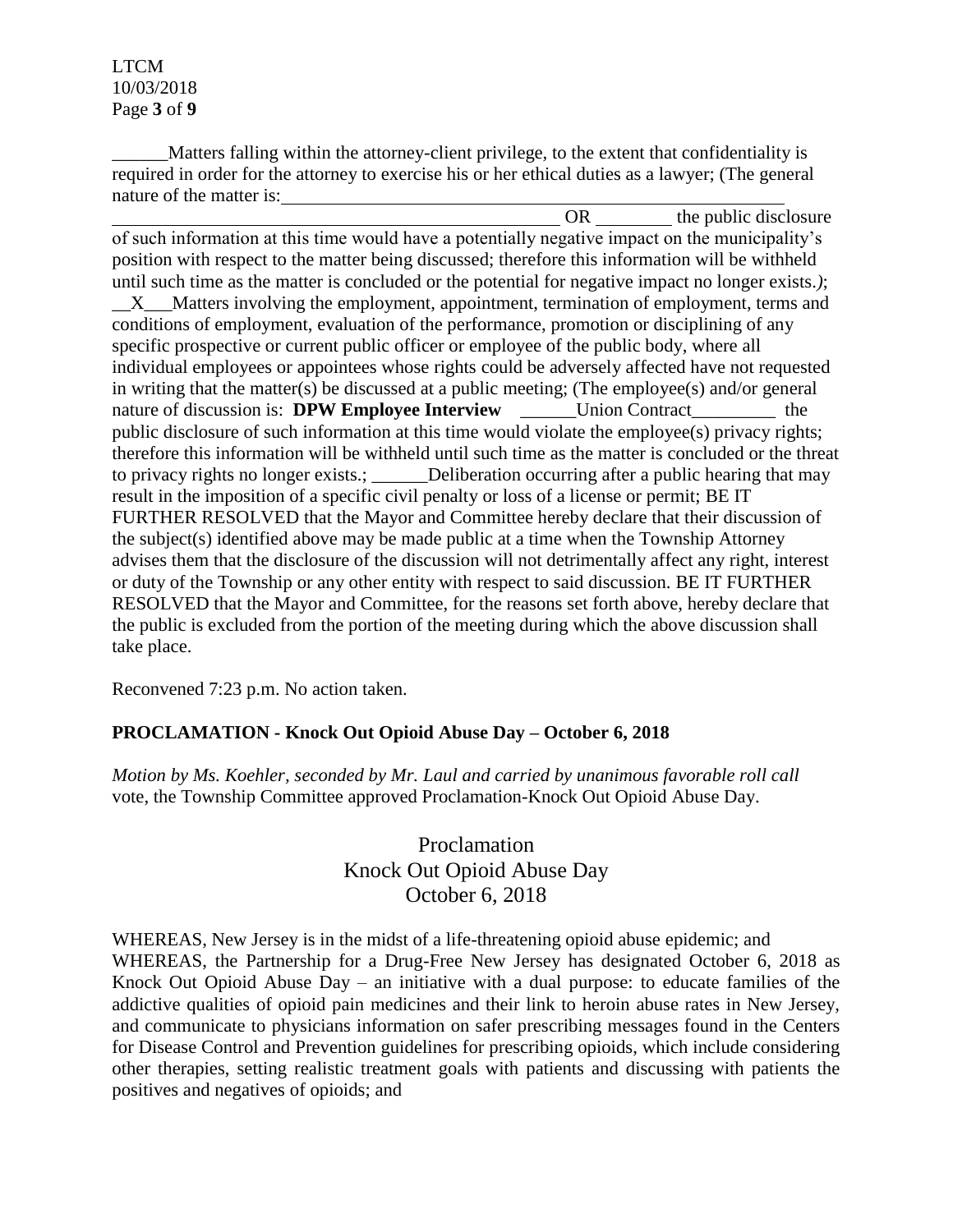______Matters falling within the attorney-client privilege, to the extent that confidentiality is required in order for the attorney to exercise his or her ethical duties as a lawyer; (The general nature of the matter is:______________________________________________________ ___________________________________________________ OR ________ the public disclosure of such information at this time would have a potentially negative impact on the municipality's position with respect to the matter being discussed; therefore this information will be withheld until such time as the matter is concluded or the potential for negative impact no longer exists.*)*; __X___Matters involving the employment, appointment, termination of employment, terms and conditions of employment, evaluation of the performance, promotion or disciplining of any specific prospective or current public officer or employee of the public body, where all individual employees or appointees whose rights could be adversely affected have not requested in writing that the matter(s) be discussed at a public meeting; (The employee(s) and/or general nature of discussion is: **DPW Employee Interview** ______Union Contract_________ the public disclosure of such information at this time would violate the employee(s) privacy rights; therefore this information will be withheld until such time as the matter is concluded or the threat to privacy rights no longer exists.; ______Deliberation occurring after a public hearing that may result in the imposition of a specific civil penalty or loss of a license or permit; BE IT FURTHER RESOLVED that the Mayor and Committee hereby declare that their discussion of the subject(s) identified above may be made public at a time when the Township Attorney advises them that the disclosure of the discussion will not detrimentally affect any right, interest or duty of the Township or any other entity with respect to said discussion. BE IT FURTHER RESOLVED that the Mayor and Committee, for the reasons set forth above, hereby declare that the public is excluded from the portion of the meeting during which the above discussion shall take place.

Reconvened 7:23 p.m. No action taken.

**PROCLAMATION - Knock Out Opioid Abuse Day – October 6, 2018**

*Motion by Ms. Koehler, seconded by Mr. Laul and carried by unanimous favorable roll call* vote, the Township Committee approved Proclamation-Knock Out Opioid Abuse Day.

Proclamation
Knock Out Opioid Abuse Day
October 6, 2018

WHEREAS, New Jersey is in the midst of a life-threatening opioid abuse epidemic; and
WHEREAS, the Partnership for a Drug-Free New Jersey has designated October 6, 2018 as Knock Out Opioid Abuse Day – an initiative with a dual purpose: to educate families of the addictive qualities of opioid pain medicines and their link to heroin abuse rates in New Jersey, and communicate to physicians information on safer prescribing messages found in the Centers for Disease Control and Prevention guidelines for prescribing opioids, which include considering other therapies, setting realistic treatment goals with patients and discussing with patients the positives and negatives of opioids; and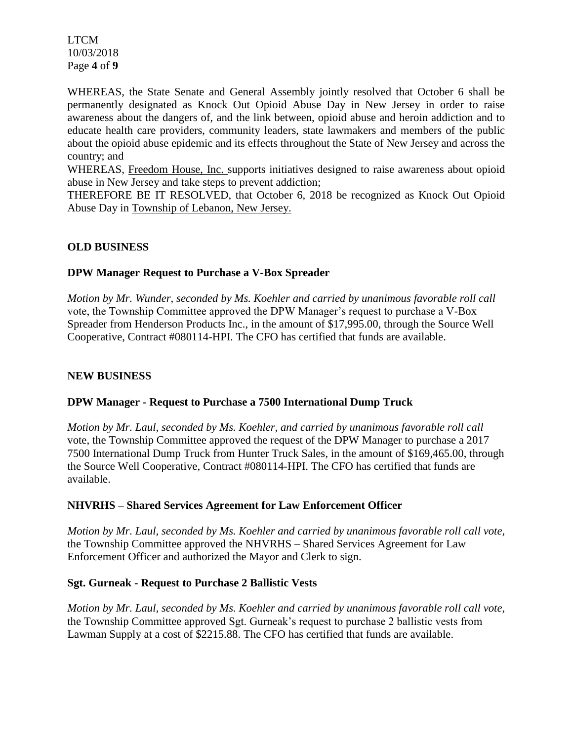WHEREAS, the State Senate and General Assembly jointly resolved that October 6 shall be permanently designated as Knock Out Opioid Abuse Day in New Jersey in order to raise awareness about the dangers of, and the link between, opioid abuse and heroin addiction and to educate health care providers, community leaders, state lawmakers and members of the public about the opioid abuse epidemic and its effects throughout the State of New Jersey and across the country; and

WHEREAS, Freedom House, Inc. supports initiatives designed to raise awareness about opioid abuse in New Jersey and take steps to prevent addiction;

THEREFORE BE IT RESOLVED, that October 6, 2018 be recognized as Knock Out Opioid Abuse Day in Township of Lebanon, New Jersey.

## OLD BUSINESS

### DPW Manager Request to Purchase a V-Box Spreader

*Motion by Mr. Wunder, seconded by Ms. Koehler and carried by unanimous favorable roll call* vote, the Township Committee approved the DPW Manager's request to purchase a V-Box Spreader from Henderson Products Inc., in the amount of $17,995.00, through the Source Well Cooperative, Contract #080114-HPI. The CFO has certified that funds are available.

## NEW BUSINESS

### DPW Manager - Request to Purchase a 7500 International Dump Truck

*Motion by Mr. Laul, seconded by Ms. Koehler, and carried by unanimous favorable roll call* vote, the Township Committee approved the request of the DPW Manager to purchase a 2017 7500 International Dump Truck from Hunter Truck Sales, in the amount of $169,465.00, through the Source Well Cooperative, Contract #080114-HPI. The CFO has certified that funds are available.

### NHVRHS – Shared Services Agreement for Law Enforcement Officer

*Motion by Mr. Laul, seconded by Ms. Koehler and carried by unanimous favorable roll call vote,* the Township Committee approved the NHVRHS – Shared Services Agreement for Law Enforcement Officer and authorized the Mayor and Clerk to sign.

### Sgt. Gurneak - Request to Purchase 2 Ballistic Vests

*Motion by Mr. Laul, seconded by Ms. Koehler and carried by unanimous favorable roll call vote,* the Township Committee approved Sgt. Gurneak's request to purchase 2 ballistic vests from Lawman Supply at a cost of $2215.88. The CFO has certified that funds are available.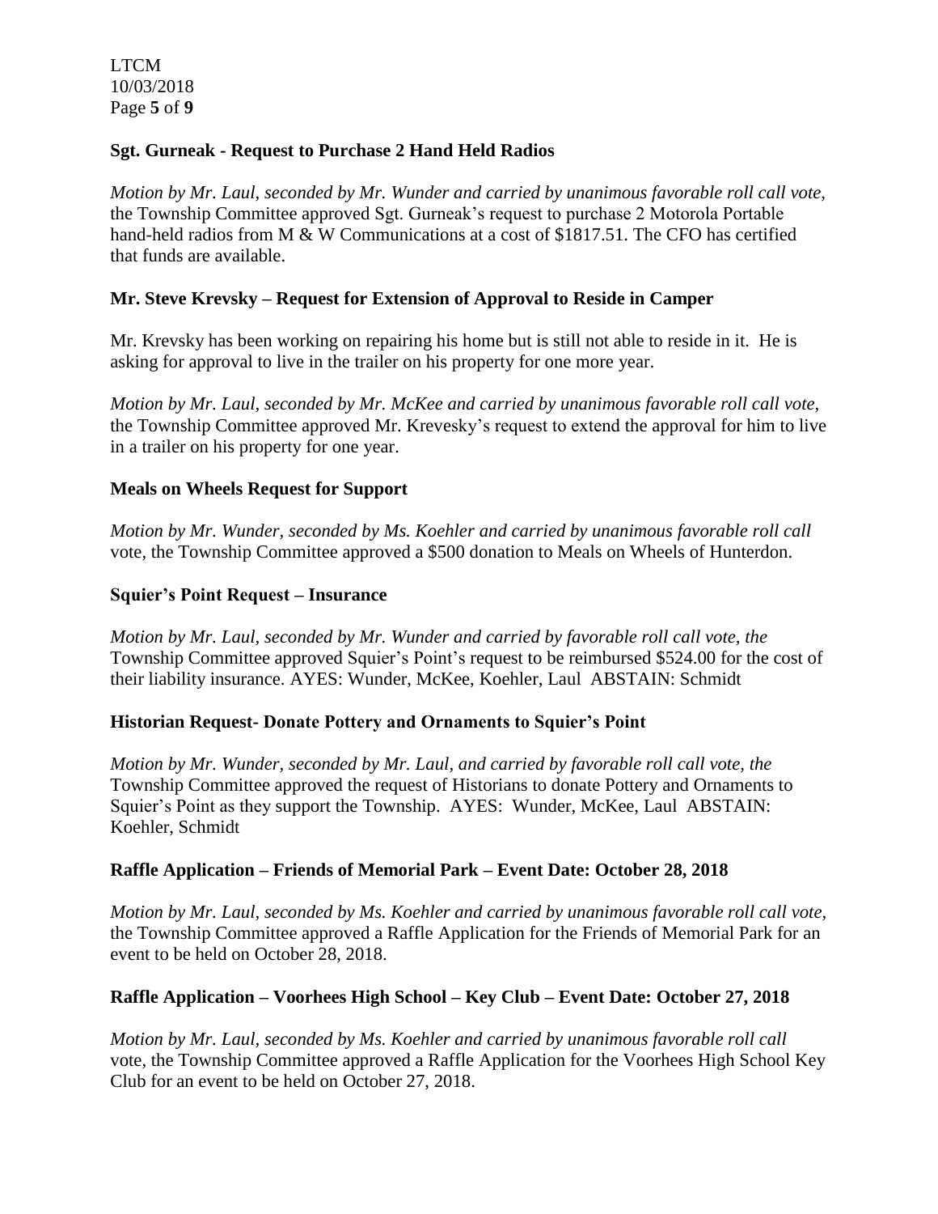**Sgt. Gurneak - Request to Purchase 2 Hand Held Radios**

*Motion by Mr. Laul, seconded by Mr. Wunder and carried by unanimous favorable roll call vote,* the Township Committee approved Sgt. Gurneak's request to purchase 2 Motorola Portable hand-held radios from M & W Communications at a cost of $1817.51. The CFO has certified that funds are available.

**Mr. Steve Krevsky – Request for Extension of Approval to Reside in Camper**

Mr. Krevsky has been working on repairing his home but is still not able to reside in it. He is asking for approval to live in the trailer on his property for one more year.

*Motion by Mr. Laul, seconded by Mr. McKee and carried by unanimous favorable roll call vote,* the Township Committee approved Mr. Krevesky's request to extend the approval for him to live in a trailer on his property for one year.

**Meals on Wheels Request for Support**

*Motion by Mr. Wunder, seconded by Ms. Koehler and carried by unanimous favorable roll call* vote, the Township Committee approved a $500 donation to Meals on Wheels of Hunterdon.

**Squier's Point Request – Insurance**

*Motion by Mr. Laul, seconded by Mr. Wunder and carried by favorable roll call vote, the* Township Committee approved Squier's Point's request to be reimbursed $524.00 for the cost of their liability insurance. AYES: Wunder, McKee, Koehler, Laul ABSTAIN: Schmidt

**Historian Request- Donate Pottery and Ornaments to Squier's Point**

*Motion by Mr. Wunder, seconded by Mr. Laul, and carried by favorable roll call vote, the* Township Committee approved the request of Historians to donate Pottery and Ornaments to Squier's Point as they support the Township. AYES: Wunder, McKee, Laul ABSTAIN: Koehler, Schmidt

**Raffle Application – Friends of Memorial Park – Event Date: October 28, 2018**

*Motion by Mr. Laul, seconded by Ms. Koehler and carried by unanimous favorable roll call vote,* the Township Committee approved a Raffle Application for the Friends of Memorial Park for an event to be held on October 28, 2018.

**Raffle Application – Voorhees High School – Key Club – Event Date: October 27, 2018**

*Motion by Mr. Laul, seconded by Ms. Koehler and carried by unanimous favorable roll call* vote, the Township Committee approved a Raffle Application for the Voorhees High School Key Club for an event to be held on October 27, 2018.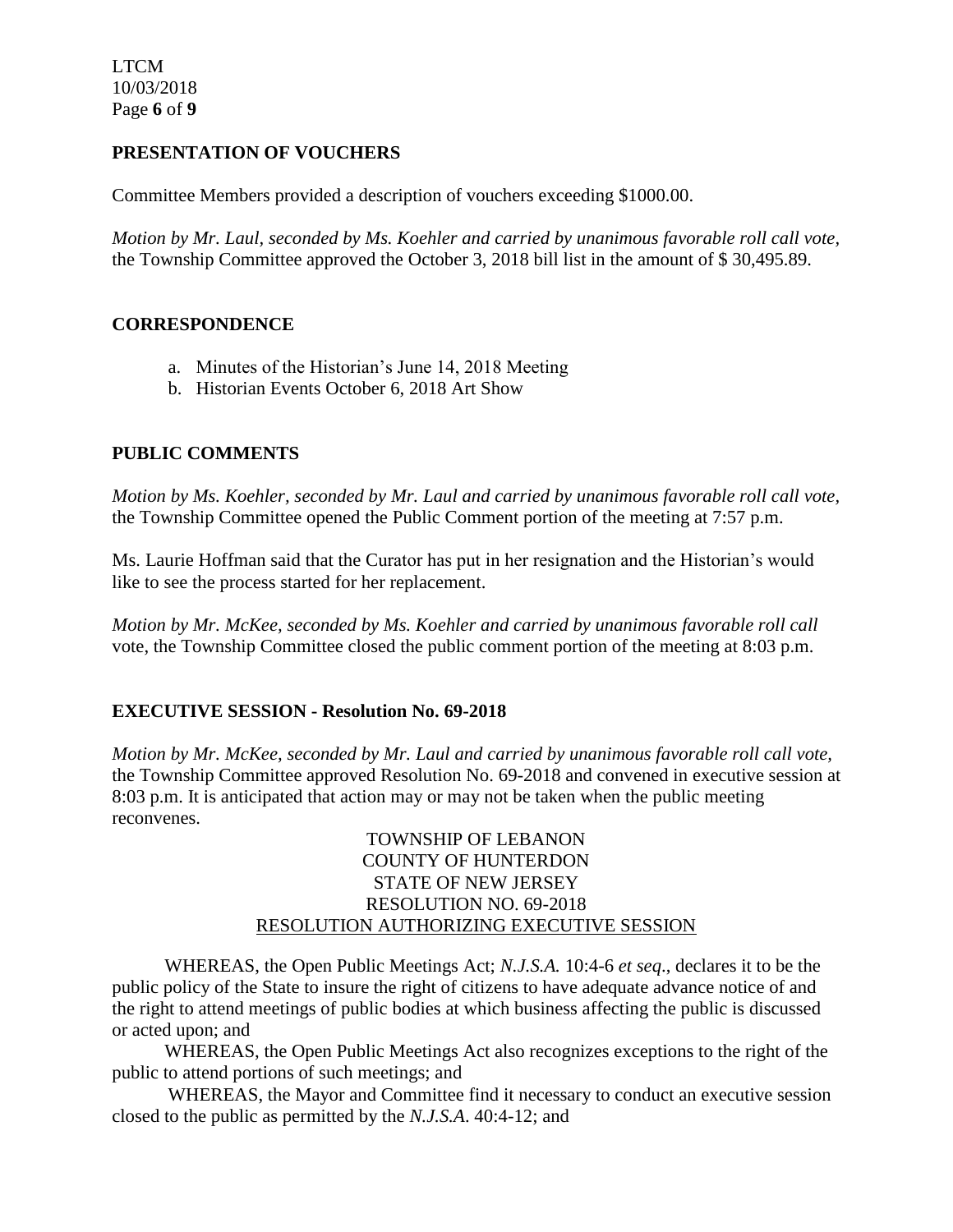## PRESENTATION OF VOUCHERS

Committee Members provided a description of vouchers exceeding $1000.00.

*Motion by Mr. Laul, seconded by Ms. Koehler and carried by unanimous favorable roll call vote,* the Township Committee approved the October 3, 2018 bill list in the amount of $ 30,495.89.

## CORRESPONDENCE

a. Minutes of the Historian's June 14, 2018 Meeting
b. Historian Events October 6, 2018 Art Show

## PUBLIC COMMENTS

*Motion by Ms. Koehler, seconded by Mr. Laul and carried by unanimous favorable roll call vote,* the Township Committee opened the Public Comment portion of the meeting at 7:57 p.m.

Ms. Laurie Hoffman said that the Curator has put in her resignation and the Historian's would like to see the process started for her replacement.

*Motion by Mr. McKee, seconded by Ms. Koehler and carried by unanimous favorable roll call* vote, the Township Committee closed the public comment portion of the meeting at 8:03 p.m.

## EXECUTIVE SESSION - Resolution No. 69-2018

*Motion by Mr. McKee, seconded by Mr. Laul and carried by unanimous favorable roll call vote,* the Township Committee approved Resolution No. 69-2018 and convened in executive session at 8:03 p.m. It is anticipated that action may or may not be taken when the public meeting reconvenes.

TOWNSHIP OF LEBANON
COUNTY OF HUNTERDON
STATE OF NEW JERSEY
RESOLUTION NO. 69-2018
RESOLUTION AUTHORIZING EXECUTIVE SESSION

WHEREAS, the Open Public Meetings Act; *N.J.S.A.* 10:4-6 *et seq*., declares it to be the public policy of the State to insure the right of citizens to have adequate advance notice of and the right to attend meetings of public bodies at which business affecting the public is discussed or acted upon; and

WHEREAS, the Open Public Meetings Act also recognizes exceptions to the right of the public to attend portions of such meetings; and

WHEREAS, the Mayor and Committee find it necessary to conduct an executive session closed to the public as permitted by the *N.J.S.A*. 40:4-12; and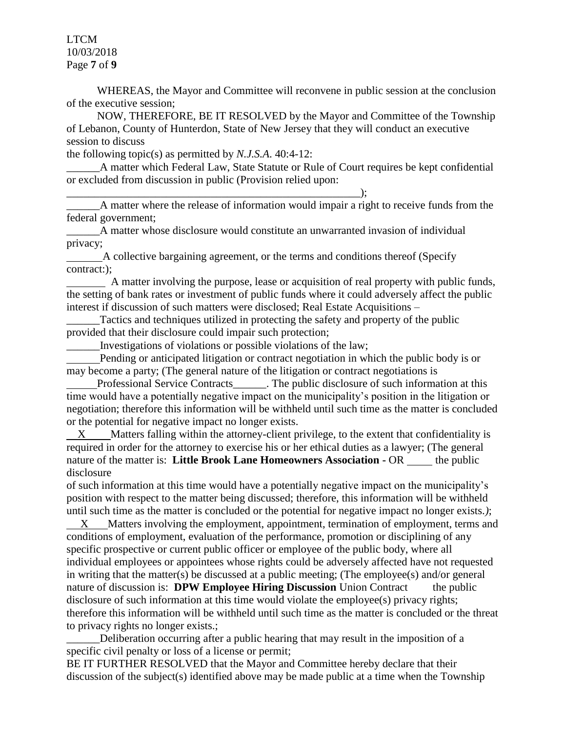WHEREAS, the Mayor and Committee will reconvene in public session at the conclusion of the executive session;

NOW, THEREFORE, BE IT RESOLVED by the Mayor and Committee of the Township of Lebanon, County of Hunterdon, State of New Jersey that they will conduct an executive session to discuss

the following topic(s) as permitted by *N.J.S.A.* 40:4-12:

\_\_\_\_\_\_A matter which Federal Law, State Statute or Rule of Court requires be kept confidential or excluded from discussion in public (Provision relied upon: \_\_\_\_\_\_\_\_\_\_\_\_\_\_\_\_\_\_\_\_\_\_\_\_\_\_\_\_\_\_\_\_\_\_\_\_\_\_\_\_\_\_\_\_\_\_\_\_\_\_\_\_\_);

\_\_\_\_\_\_A matter where the release of information would impair a right to receive funds from the federal government;

\_\_\_\_\_\_A matter whose disclosure would constitute an unwarranted invasion of individual privacy;

\_\_\_\_\_\_A collective bargaining agreement, or the terms and conditions thereof (Specify contract:);

\_\_\_\_\_\_ A matter involving the purpose, lease or acquisition of real property with public funds, the setting of bank rates or investment of public funds where it could adversely affect the public interest if discussion of such matters were disclosed; Real Estate Acquisitions –

\_\_\_\_\_\_Tactics and techniques utilized in protecting the safety and property of the public provided that their disclosure could impair such protection;

\_\_\_\_\_\_Investigations of violations or possible violations of the law;

\_\_\_\_\_\_Pending or anticipated litigation or contract negotiation in which the public body is or may become a party; (The general nature of the litigation or contract negotiations is \_\_\_\_\_\_Professional Service Contracts\_\_\_\_\_\_. The public disclosure of such information at this time would have a potentially negative impact on the municipality's position in the litigation or negotiation; therefore this information will be withheld until such time as the matter is concluded or the potential for negative impact no longer exists.

\_\_X\_\_\_Matters falling within the attorney-client privilege, to the extent that confidentiality is required in order for the attorney to exercise his or her ethical duties as a lawyer; (The general nature of the matter is: **Little Brook Lane Homeowners Association** - OR \_\_\_\_ the public disclosure

of such information at this time would have a potentially negative impact on the municipality's position with respect to the matter being discussed; therefore, this information will be withheld until such time as the matter is concluded or the potential for negative impact no longer exists.*)*;

\_\_X\_\_Matters involving the employment, appointment, termination of employment, terms and conditions of employment, evaluation of the performance, promotion or disciplining of any specific prospective or current public officer or employee of the public body, where all individual employees or appointees whose rights could be adversely affected have not requested in writing that the matter(s) be discussed at a public meeting; (The employee(s) and/or general nature of discussion is: **DPW Employee Hiring Discussion** Union Contract the public disclosure of such information at this time would violate the employee(s) privacy rights; therefore this information will be withheld until such time as the matter is concluded or the threat to privacy rights no longer exists.;

\_\_\_\_\_\_Deliberation occurring after a public hearing that may result in the imposition of a specific civil penalty or loss of a license or permit;

BE IT FURTHER RESOLVED that the Mayor and Committee hereby declare that their discussion of the subject(s) identified above may be made public at a time when the Township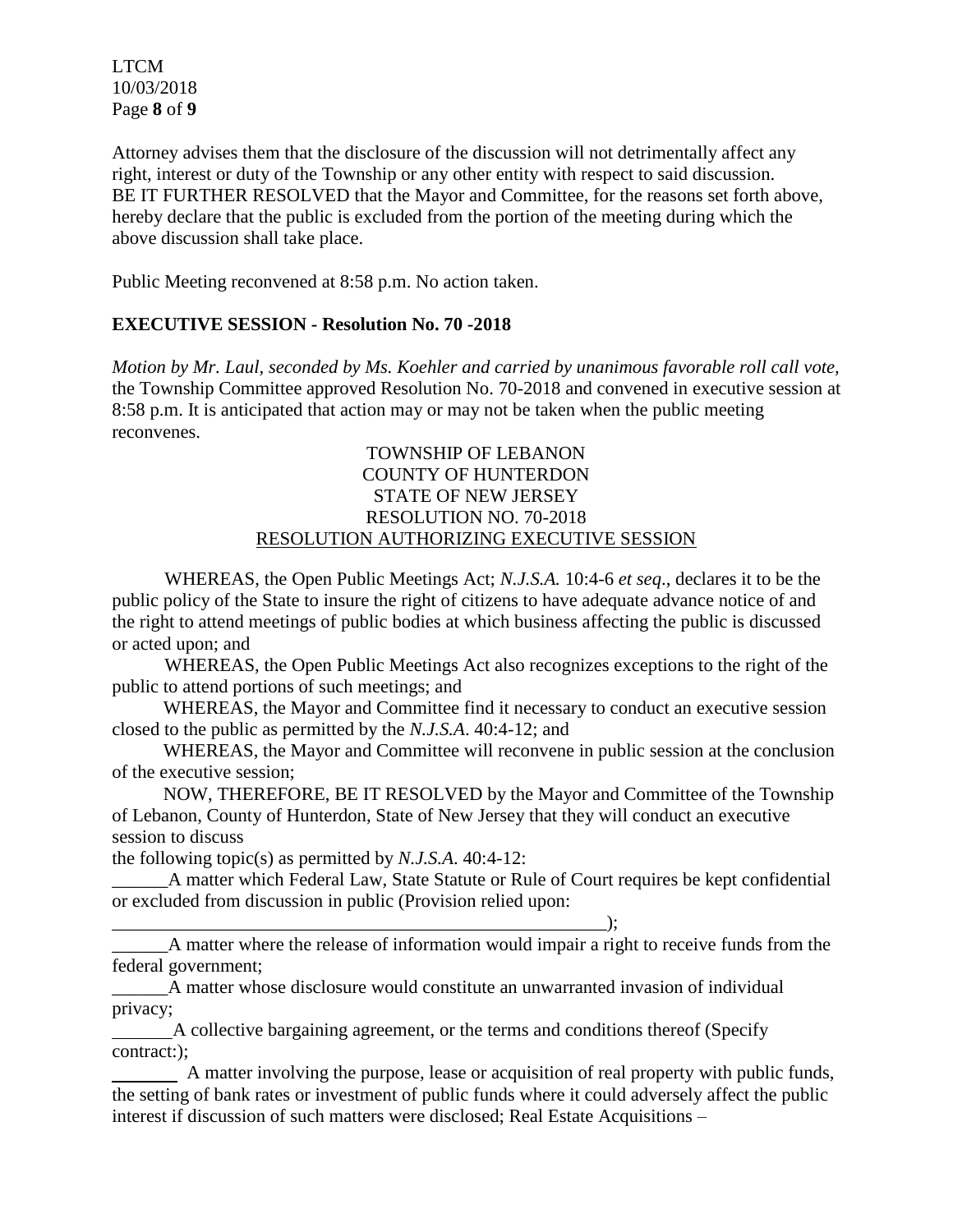Attorney advises them that the disclosure of the discussion will not detrimentally affect any right, interest or duty of the Township or any other entity with respect to said discussion.
BE IT FURTHER RESOLVED that the Mayor and Committee, for the reasons set forth above, hereby declare that the public is excluded from the portion of the meeting during which the above discussion shall take place.

Public Meeting reconvened at 8:58 p.m. No action taken.

**EXECUTIVE SESSION - Resolution No. 70 -2018**

*Motion by Mr. Laul, seconded by Ms. Koehler and carried by unanimous favorable roll call vote,* the Township Committee approved Resolution No. 70-2018 and convened in executive session at 8:58 p.m. It is anticipated that action may or may not be taken when the public meeting reconvenes.

TOWNSHIP OF LEBANON
COUNTY OF HUNTERDON
STATE OF NEW JERSEY
RESOLUTION NO. 70-2018
RESOLUTION AUTHORIZING EXECUTIVE SESSION

WHEREAS, the Open Public Meetings Act; *N.J.S.A.* 10:4-6 *et seq*., declares it to be the public policy of the State to insure the right of citizens to have adequate advance notice of and the right to attend meetings of public bodies at which business affecting the public is discussed or acted upon; and

WHEREAS, the Open Public Meetings Act also recognizes exceptions to the right of the public to attend portions of such meetings; and

WHEREAS, the Mayor and Committee find it necessary to conduct an executive session closed to the public as permitted by the *N.J.S.A*. 40:4-12; and

WHEREAS, the Mayor and Committee will reconvene in public session at the conclusion of the executive session;

NOW, THEREFORE, BE IT RESOLVED by the Mayor and Committee of the Township of Lebanon, County of Hunterdon, State of New Jersey that they will conduct an executive session to discuss
the following topic(s) as permitted by *N.J.S.A*. 40:4-12:

______A matter which Federal Law, State Statute or Rule of Court requires be kept confidential or excluded from discussion in public (Provision relied upon:
_______________________________________________________);

______A matter where the release of information would impair a right to receive funds from the federal government;

______A matter whose disclosure would constitute an unwarranted invasion of individual privacy;

______A collective bargaining agreement, or the terms and conditions thereof (Specify contract:);

_______ A matter involving the purpose, lease or acquisition of real property with public funds, the setting of bank rates or investment of public funds where it could adversely affect the public interest if discussion of such matters were disclosed; Real Estate Acquisitions –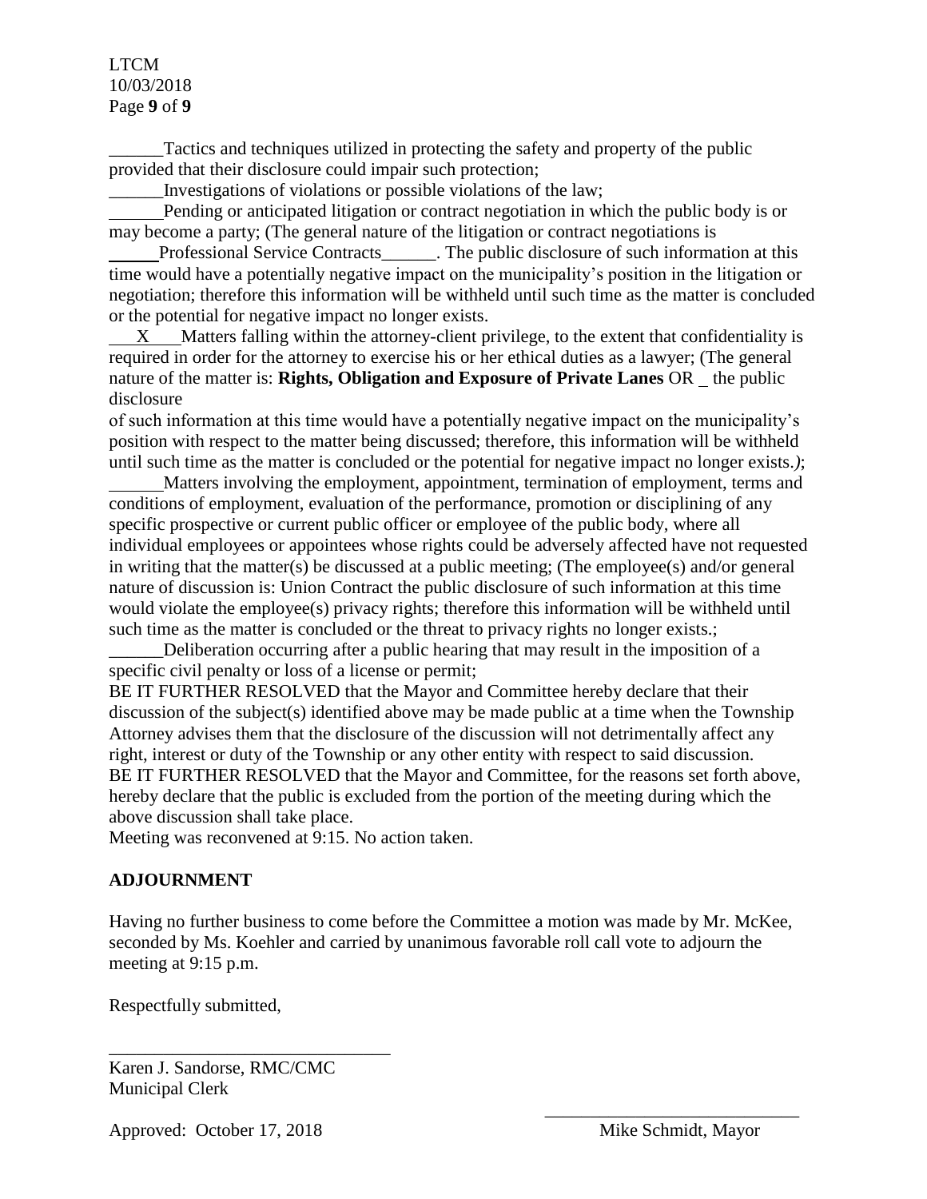______Tactics and techniques utilized in protecting the safety and property of the public provided that their disclosure could impair such protection;

______Investigations of violations or possible violations of the law;

______Pending or anticipated litigation or contract negotiation in which the public body is or may become a party; (The general nature of the litigation or contract negotiations is ______Professional Service Contracts______. The public disclosure of such information at this time would have a potentially negative impact on the municipality's position in the litigation or negotiation; therefore this information will be withheld until such time as the matter is concluded or the potential for negative impact no longer exists.

___X___Matters falling within the attorney-client privilege, to the extent that confidentiality is required in order for the attorney to exercise his or her ethical duties as a lawyer; (The general nature of the matter is: **Rights, Obligation and Exposure of Private Lanes** OR _ the public disclosure of such information at this time would have a potentially negative impact on the municipality's position with respect to the matter being discussed; therefore, this information will be withheld until such time as the matter is concluded or the potential for negative impact no longer exists.*)*;

______Matters involving the employment, appointment, termination of employment, terms and conditions of employment, evaluation of the performance, promotion or disciplining of any specific prospective or current public officer or employee of the public body, where all individual employees or appointees whose rights could be adversely affected have not requested in writing that the matter(s) be discussed at a public meeting; (The employee(s) and/or general nature of discussion is: Union Contract the public disclosure of such information at this time would violate the employee(s) privacy rights; therefore this information will be withheld until such time as the matter is concluded or the threat to privacy rights no longer exists.;

______Deliberation occurring after a public hearing that may result in the imposition of a specific civil penalty or loss of a license or permit;

BE IT FURTHER RESOLVED that the Mayor and Committee hereby declare that their discussion of the subject(s) identified above may be made public at a time when the Township Attorney advises them that the disclosure of the discussion will not detrimentally affect any right, interest or duty of the Township or any other entity with respect to said discussion.

BE IT FURTHER RESOLVED that the Mayor and Committee, for the reasons set forth above, hereby declare that the public is excluded from the portion of the meeting during which the above discussion shall take place.

Meeting was reconvened at 9:15. No action taken.

**ADJOURNMENT**

Having no further business to come before the Committee a motion was made by Mr. McKee, seconded by Ms. Koehler and carried by unanimous favorable roll call vote to adjourn the meeting at 9:15 p.m.

Respectfully submitted,

_______________________________

Karen J. Sandorse, RMC/CMC
Municipal Clerk

_______________________________

Approved: October 17, 2018

Mike Schmidt, Mayor